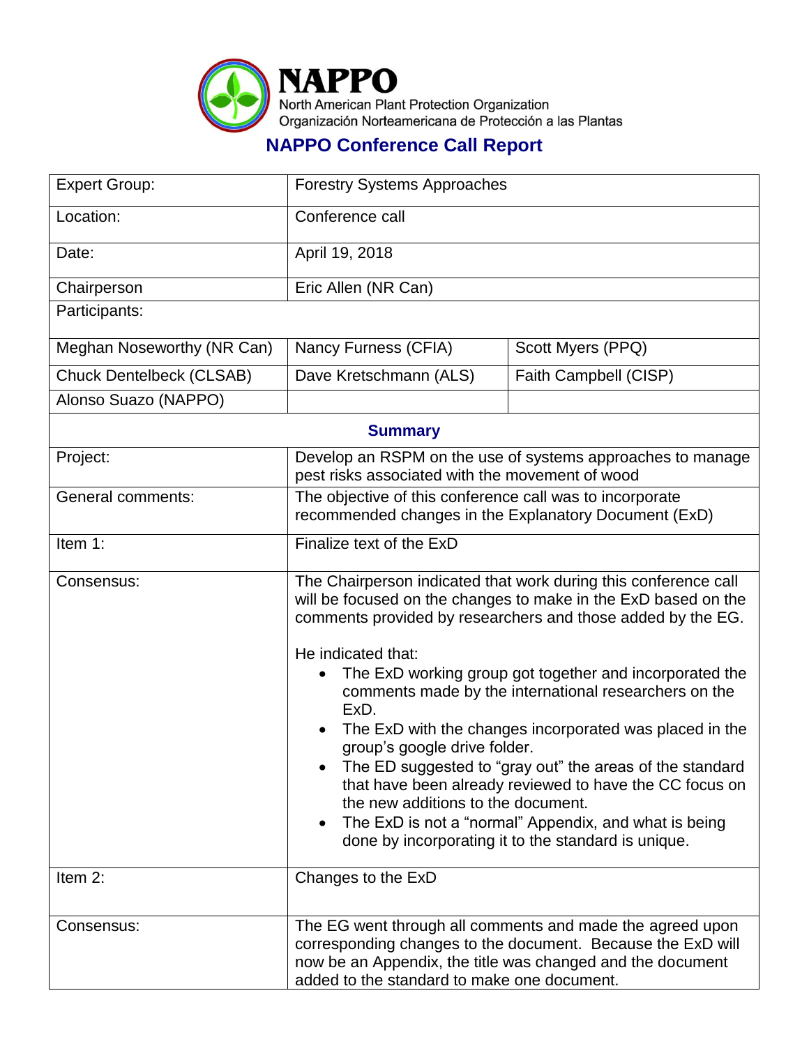**NAPPO**
North American Plant Protection Organization
Organización Norteamericana de Protección a las Plantas

# NAPPO Conference Call Report

| | | |
|---|---|---|
| Expert Group: | Forestry Systems Approaches | |
| Location: | Conference call | |
| Date: | April 19, 2018 | |
| Chairperson | Eric Allen (NR Can) | |
| Participants: | | |
| Meghan Noseworthy (NR Can) | Nancy Furness (CFIA) | Scott Myers (PPQ) |
| Chuck Dentelbeck (CLSAB) | Dave Kretschmann (ALS) | Faith Campbell (CISP) |
| Alonso Suazo (NAPPO) | | |

## Summary

| | |
|---|---|
| Project: | Develop an RSPM on the use of systems approaches to manage pest risks associated with the movement of wood |
| General comments: | The objective of this conference call was to incorporate recommended changes in the Explanatory Document (ExD) |
| Item 1: | Finalize text of the ExD |
| Consensus: | The Chairperson indicated that work during this conference call will be focused on the changes to make in the ExD based on the comments provided by researchers and those added by the EG.<br><br>He indicated that:<br>• The ExD working group got together and incorporated the comments made by the international researchers on the ExD.<br>• The ExD with the changes incorporated was placed in the group's google drive folder.<br>• The ED suggested to "gray out" the areas of the standard that have been already reviewed to have the CC focus on the new additions to the document.<br>• The ExD is not a "normal" Appendix, and what is being done by incorporating it to the standard is unique. |
| Item 2: | Changes to the ExD |
| Consensus: | The EG went through all comments and made the agreed upon corresponding changes to the document. Because the ExD will now be an Appendix, the title was changed and the document added to the standard to make one document. |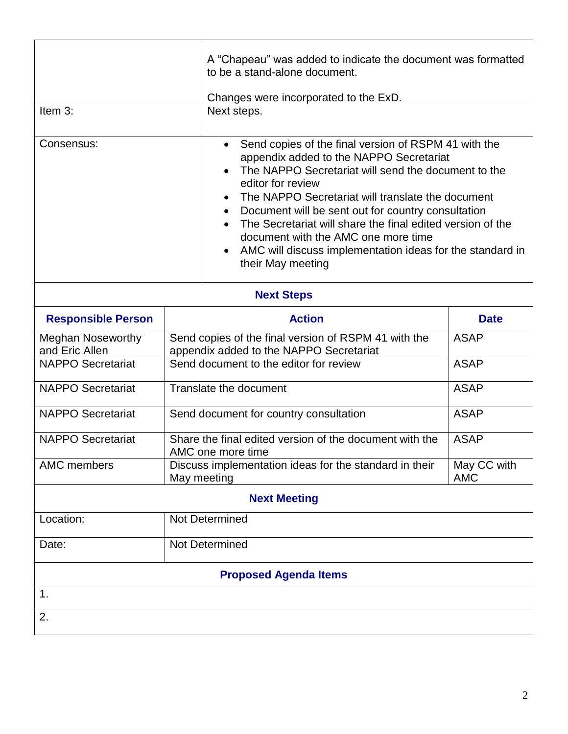| | |
|---|---|
| | A "Chapeau" was added to indicate the document was formatted to be a stand-alone document.<br><br>Changes were incorporated to the ExD. |
| Item 3: | Next steps. |
| Consensus: | • Send copies of the final version of RSPM 41 with the appendix added to the NAPPO Secretariat<br>• The NAPPO Secretariat will send the document to the editor for review<br>• The NAPPO Secretariat will translate the document<br>• Document will be sent out for country consultation<br>• The Secretariat will share the final edited version of the document with the AMC one more time<br>• AMC will discuss implementation ideas for the standard in their May meeting |

**Next Steps**

| Responsible Person | Action | Date |
|---|---|---|
| Meghan Noseworthy and Eric Allen | Send copies of the final version of RSPM 41 with the appendix added to the NAPPO Secretariat | ASAP |
| NAPPO Secretariat | Send document to the editor for review | ASAP |
| NAPPO Secretariat | Translate the document | ASAP |
| NAPPO Secretariat | Send document for country consultation | ASAP |
| NAPPO Secretariat | Share the final edited version of the document with the AMC one more time | ASAP |
| AMC members | Discuss implementation ideas for the standard in their May meeting | May CC with AMC |

**Next Meeting**

| | |
|---|---|
| Location: | Not Determined |
| Date: | Not Determined |

**Proposed Agenda Items**

1.

2.